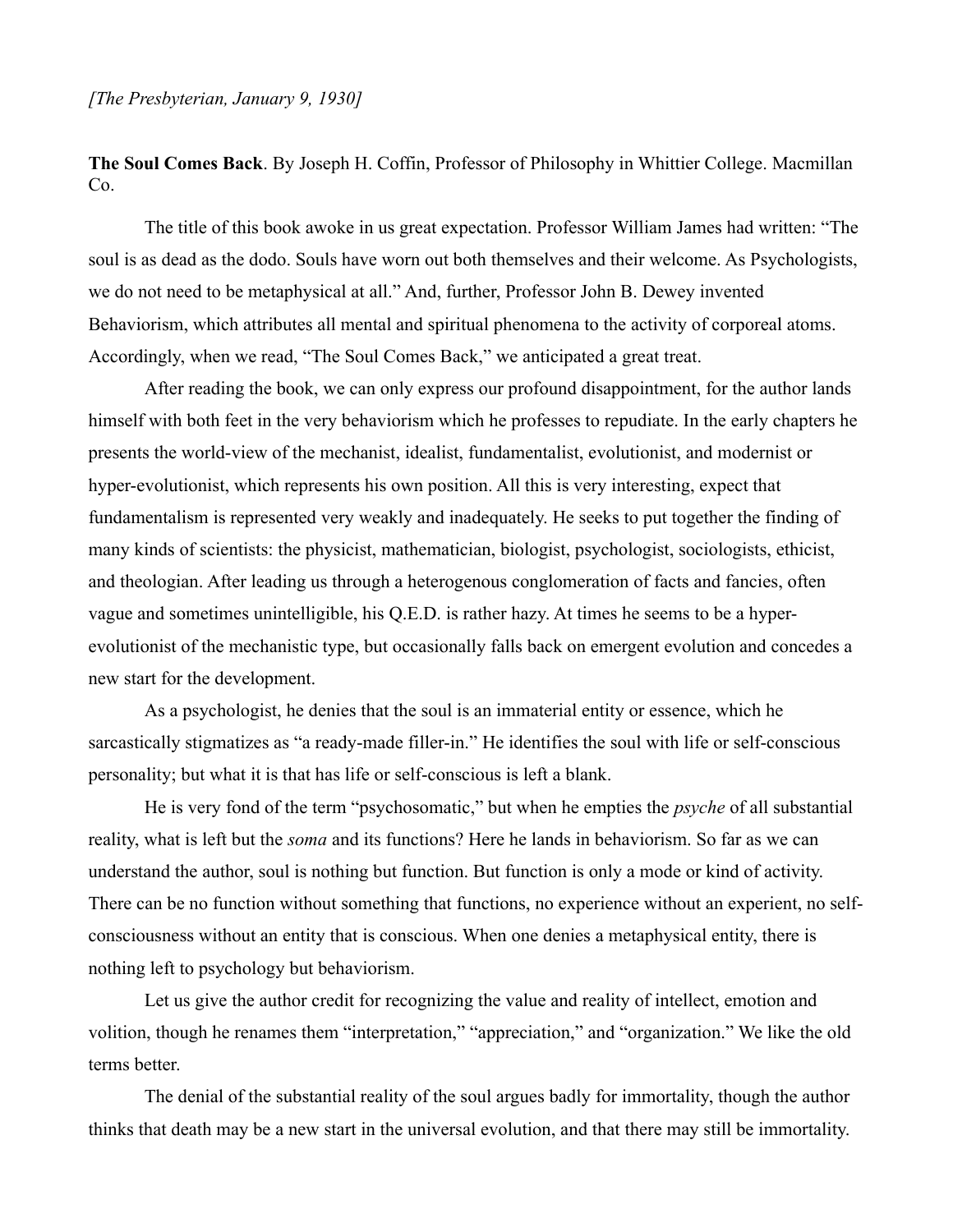*[The Presbyterian, January 9, 1930]*

**The Soul Comes Back**. By Joseph H. Coffin, Professor of Philosophy in Whittier College. Macmillan Co.

The title of this book awoke in us great expectation. Professor William James had written: "The soul is as dead as the dodo. Souls have worn out both themselves and their welcome. As Psychologists, we do not need to be metaphysical at all." And, further, Professor John B. Dewey invented Behaviorism, which attributes all mental and spiritual phenomena to the activity of corporeal atoms. Accordingly, when we read, "The Soul Comes Back," we anticipated a great treat.

After reading the book, we can only express our profound disappointment, for the author lands himself with both feet in the very behaviorism which he professes to repudiate. In the early chapters he presents the world-view of the mechanist, idealist, fundamentalist, evolutionist, and modernist or hyper-evolutionist, which represents his own position. All this is very interesting, expect that fundamentalism is represented very weakly and inadequately. He seeks to put together the finding of many kinds of scientists: the physicist, mathematician, biologist, psychologist, sociologists, ethicist, and theologian. After leading us through a heterogenous conglomeration of facts and fancies, often vague and sometimes unintelligible, his Q.E.D. is rather hazy. At times he seems to be a hyper-evolutionist of the mechanistic type, but occasionally falls back on emergent evolution and concedes a new start for the development.

As a psychologist, he denies that the soul is an immaterial entity or essence, which he sarcastically stigmatizes as "a ready-made filler-in." He identifies the soul with life or self-conscious personality; but what it is that has life or self-conscious is left a blank.

He is very fond of the term "psychosomatic," but when he empties the *psyche* of all substantial reality, what is left but the *soma* and its functions? Here he lands in behaviorism. So far as we can understand the author, soul is nothing but function. But function is only a mode or kind of activity. There can be no function without something that functions, no experience without an experient, no self-consciousness without an entity that is conscious. When one denies a metaphysical entity, there is nothing left to psychology but behaviorism.

Let us give the author credit for recognizing the value and reality of intellect, emotion and volition, though he renames them "interpretation," "appreciation," and "organization." We like the old terms better.

The denial of the substantial reality of the soul argues badly for immortality, though the author thinks that death may be a new start in the universal evolution, and that there may still be immortality.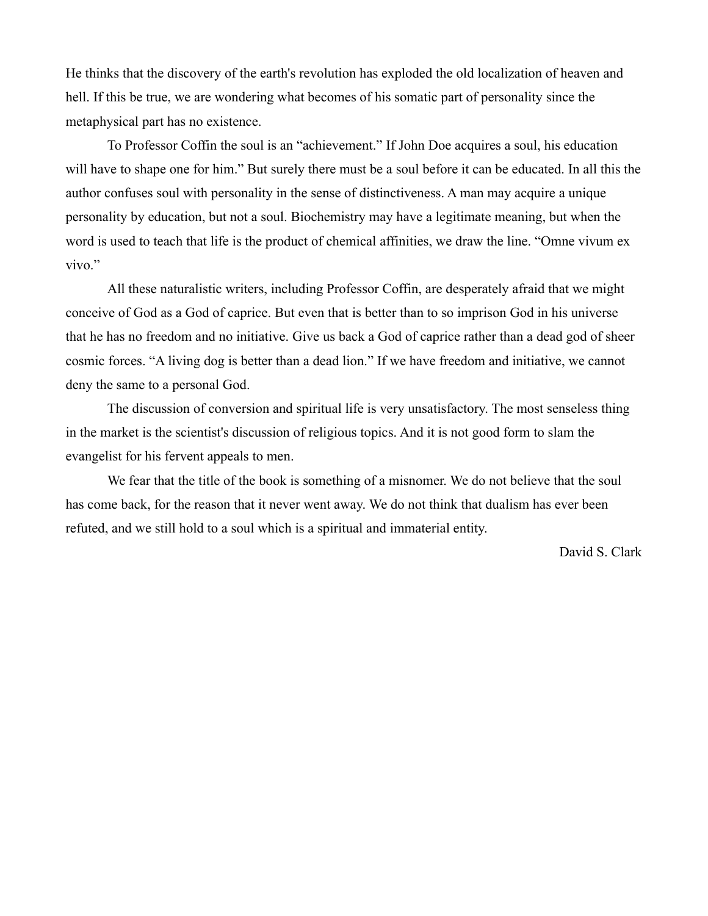He thinks that the discovery of the earth's revolution has exploded the old localization of heaven and hell. If this be true, we are wondering what becomes of his somatic part of personality since the metaphysical part has no existence.

To Professor Coffin the soul is an "achievement." If John Doe acquires a soul, his education will have to shape one for him." But surely there must be a soul before it can be educated. In all this the author confuses soul with personality in the sense of distinctiveness. A man may acquire a unique personality by education, but not a soul. Biochemistry may have a legitimate meaning, but when the word is used to teach that life is the product of chemical affinities, we draw the line. "Omne vivum ex vivo."

All these naturalistic writers, including Professor Coffin, are desperately afraid that we might conceive of God as a God of caprice. But even that is better than to so imprison God in his universe that he has no freedom and no initiative. Give us back a God of caprice rather than a dead god of sheer cosmic forces. "A living dog is better than a dead lion." If we have freedom and initiative, we cannot deny the same to a personal God.

The discussion of conversion and spiritual life is very unsatisfactory. The most senseless thing in the market is the scientist's discussion of religious topics. And it is not good form to slam the evangelist for his fervent appeals to men.

We fear that the title of the book is something of a misnomer. We do not believe that the soul has come back, for the reason that it never went away. We do not think that dualism has ever been refuted, and we still hold to a soul which is a spiritual and immaterial entity.

David S. Clark